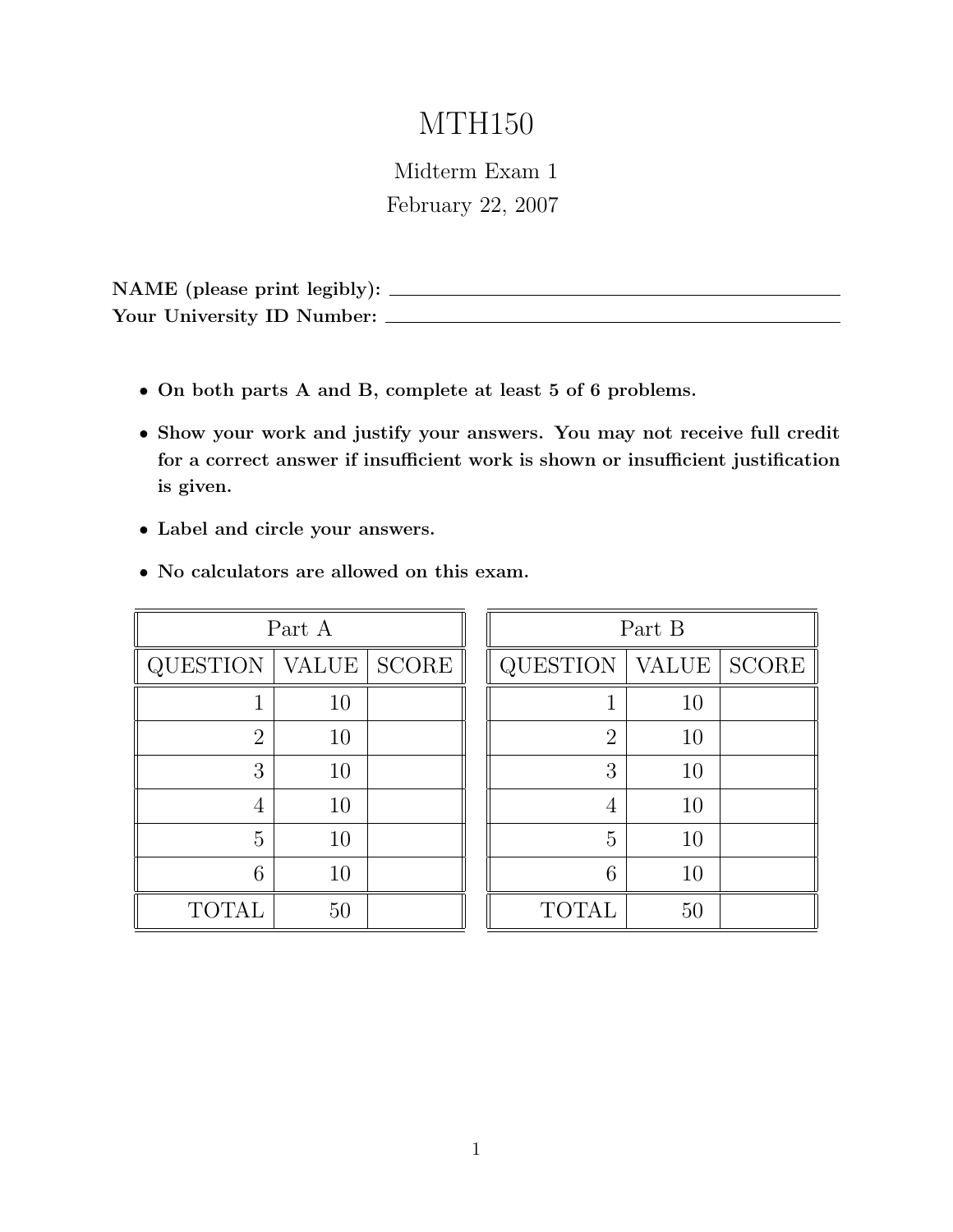# MTH150

Midterm Exam 1

February 22, 2007

**NAME (please print legibly):** ____________________

**Your University ID Number:** ____________________

- **On both parts A and B, complete at least 5 of 6 problems.**
- **Show your work and justify your answers. You may not receive full credit for a correct answer if insufficient work is shown or insufficient justification is given.**
- **Label and circle your answers.**
- **No calculators are allowed on this exam.**

| Part A | | |
|---|---|---|
| QUESTION | VALUE | SCORE |
| 1 | 10 | |
| 2 | 10 | |
| 3 | 10 | |
| 4 | 10 | |
| 5 | 10 | |
| 6 | 10 | |
| TOTAL | 50 | |

| Part B | | |
|---|---|---|
| QUESTION | VALUE | SCORE |
| 1 | 10 | |
| 2 | 10 | |
| 3 | 10 | |
| 4 | 10 | |
| 5 | 10 | |
| 6 | 10 | |
| TOTAL | 50 | |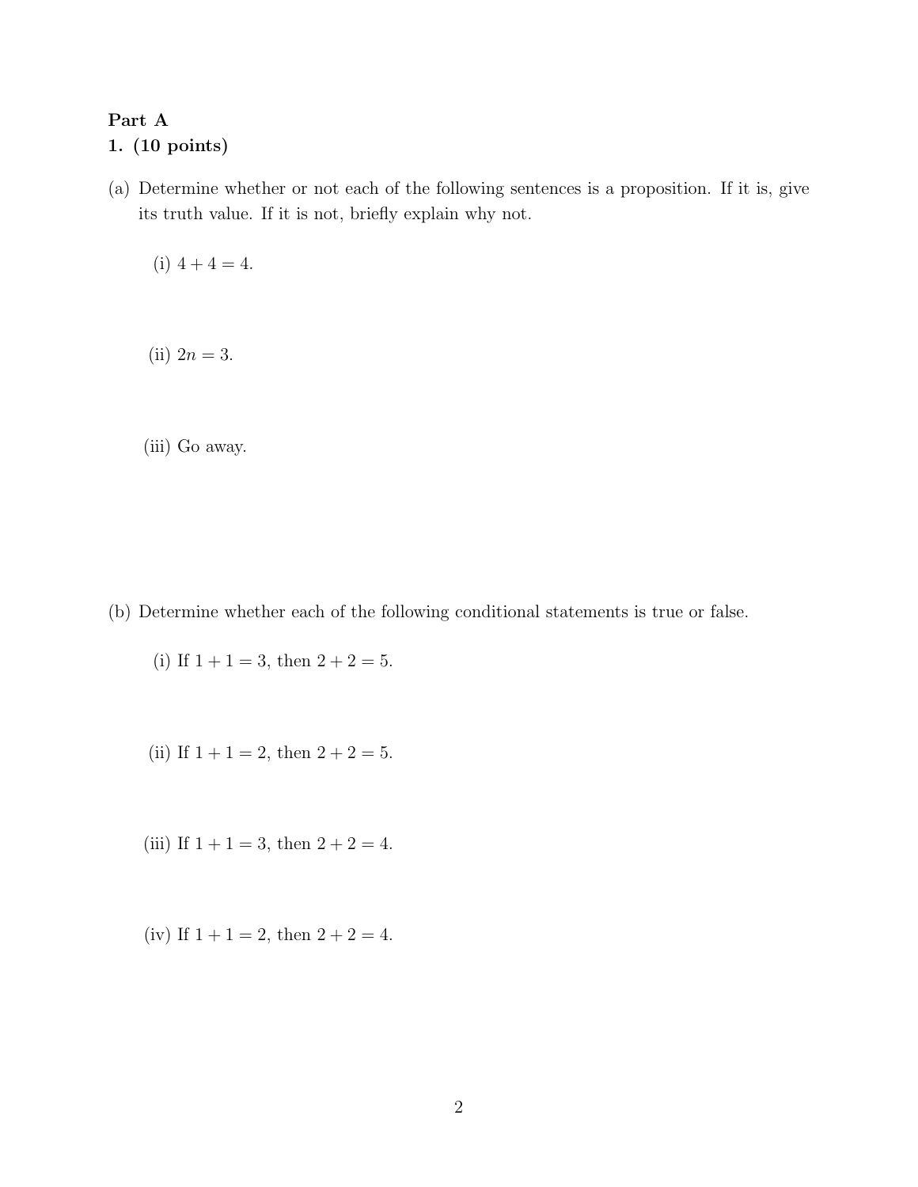**Part A**

**1. (10 points)**

(a) Determine whether or not each of the following sentences is a proposition. If it is, give its truth value. If it is not, briefly explain why not.

(i) $4 + 4 = 4$.

(ii) $2n = 3$.

(iii) Go away.

(b) Determine whether each of the following conditional statements is true or false.

(i) If $1 + 1 = 3$, then $2 + 2 = 5$.

(ii) If $1 + 1 = 2$, then $2 + 2 = 5$.

(iii) If $1 + 1 = 3$, then $2 + 2 = 4$.

(iv) If $1 + 1 = 2$, then $2 + 2 = 4$.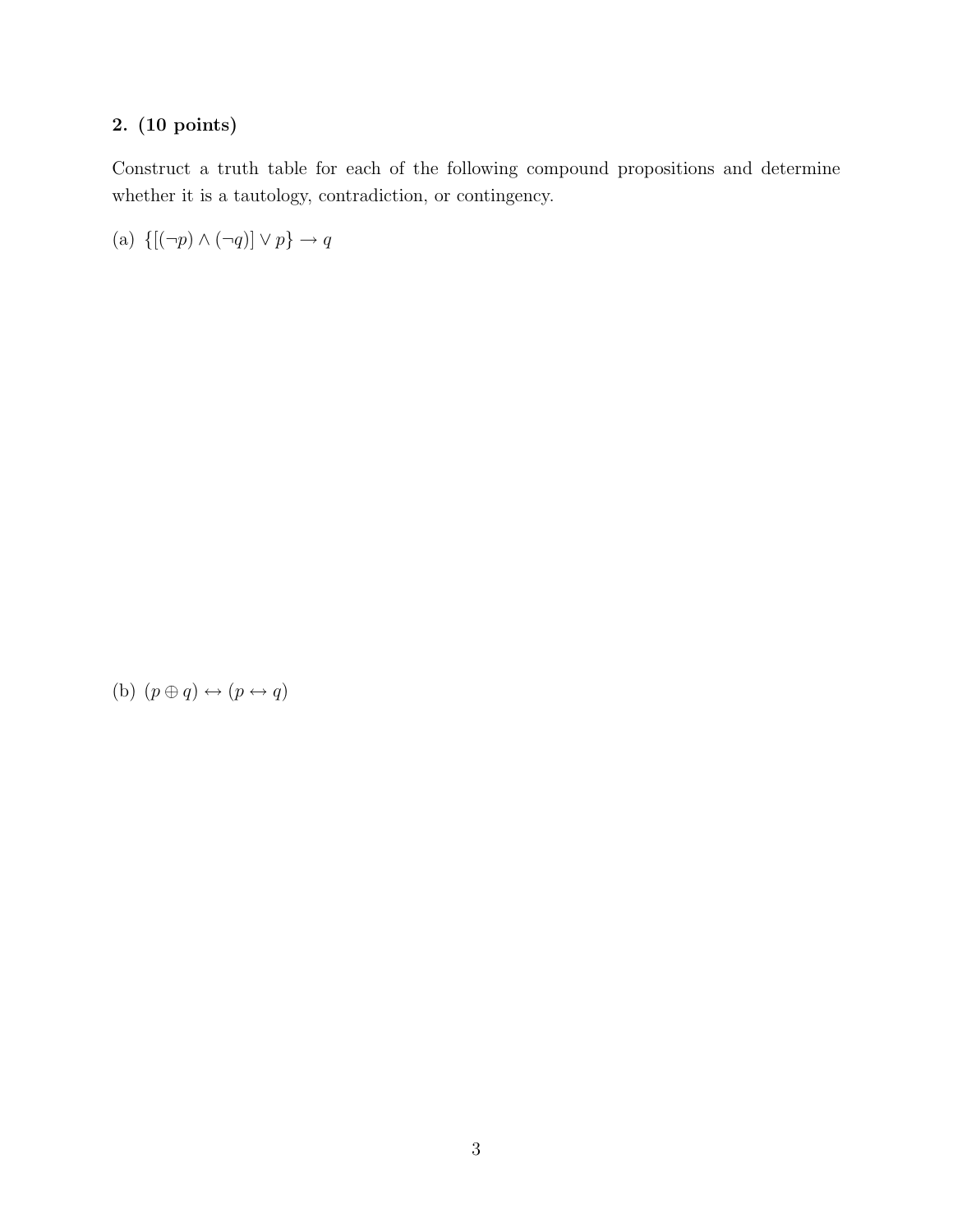**2. (10 points)**

Construct a truth table for each of the following compound propositions and determine whether it is a tautology, contradiction, or contingency.

(a) $\{[(\neg p) \wedge (\neg q)] \vee p\} \rightarrow q$

(b) $(p \oplus q) \leftrightarrow (p \leftrightarrow q)$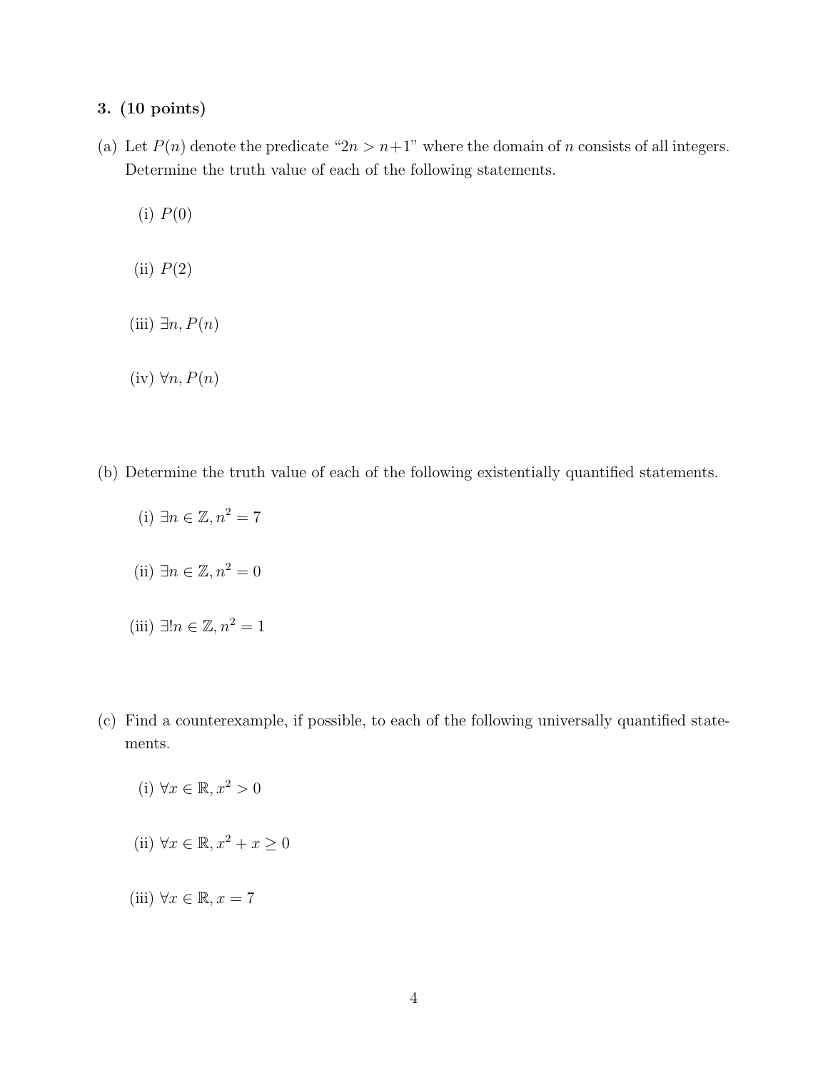**3. (10 points)**

(a) Let $P(n)$ denote the predicate "$2n > n+1$" where the domain of $n$ consists of all integers. Determine the truth value of each of the following statements.

(i) $P(0)$

(ii) $P(2)$

(iii) $\exists n, P(n)$

(iv) $\forall n, P(n)$

(b) Determine the truth value of each of the following existentially quantified statements.

(i) $\exists n \in \mathbb{Z}, n^2 = 7$

(ii) $\exists n \in \mathbb{Z}, n^2 = 0$

(iii) $\exists! n \in \mathbb{Z}, n^2 = 1$

(c) Find a counterexample, if possible, to each of the following universally quantified statements.

(i) $\forall x \in \mathbb{R}, x^2 > 0$

(ii) $\forall x \in \mathbb{R}, x^2 + x \geq 0$

(iii) $\forall x \in \mathbb{R}, x = 7$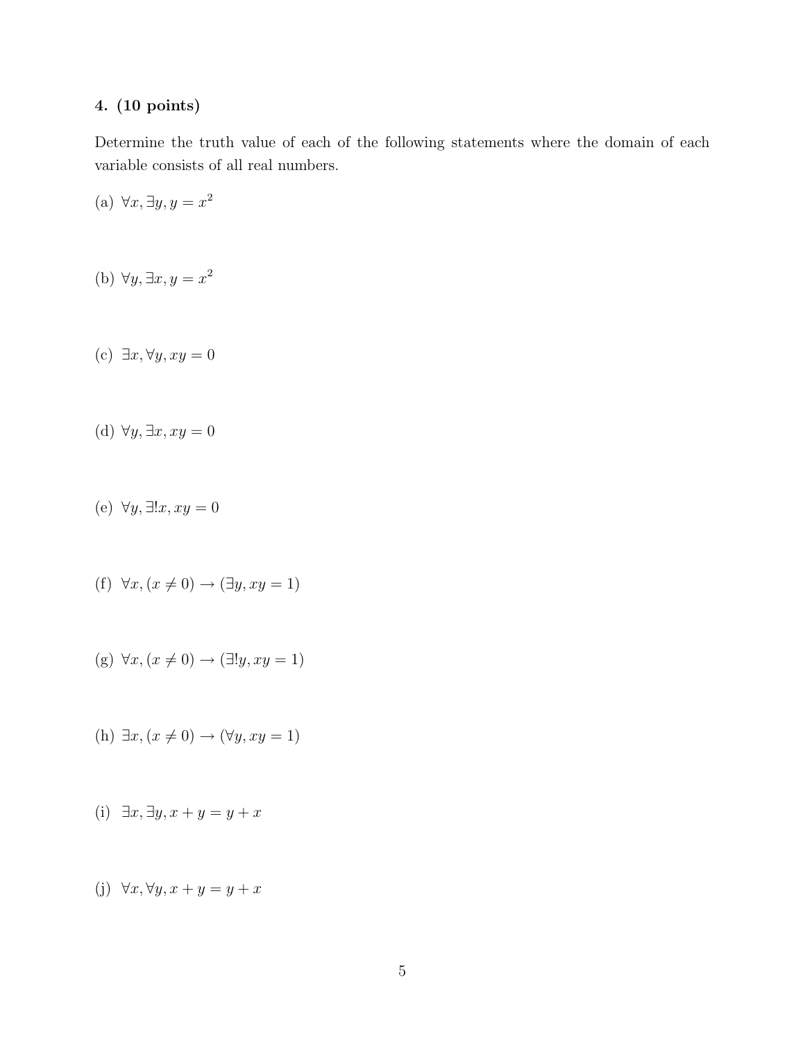**4. (10 points)**

Determine the truth value of each of the following statements where the domain of each variable consists of all real numbers.

(a) $\forall x, \exists y, y = x^2$

(b) $\forall y, \exists x, y = x^2$

(c) $\exists x, \forall y, xy = 0$

(d) $\forall y, \exists x, xy = 0$

(e) $\forall y, \exists! x, xy = 0$

(f) $\forall x, (x \neq 0) \rightarrow (\exists y, xy = 1)$

(g) $\forall x, (x \neq 0) \rightarrow (\exists! y, xy = 1)$

(h) $\exists x, (x \neq 0) \rightarrow (\forall y, xy = 1)$

(i) $\exists x, \exists y, x + y = y + x$

(j) $\forall x, \forall y, x + y = y + x$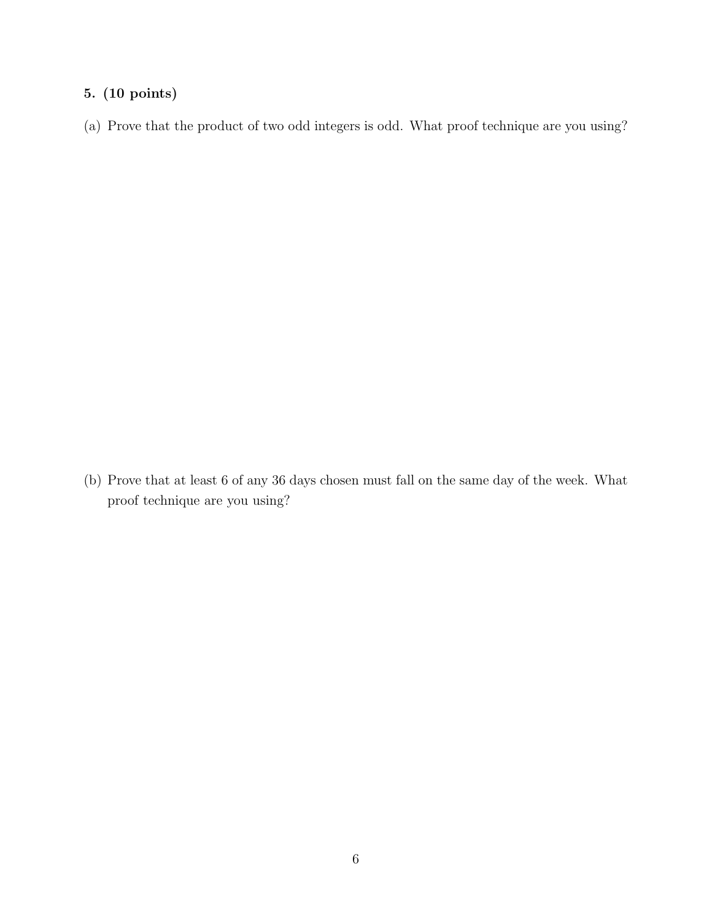**5. (10 points)**

(a) Prove that the product of two odd integers is odd. What proof technique are you using?

(b) Prove that at least 6 of any 36 days chosen must fall on the same day of the week. What proof technique are you using?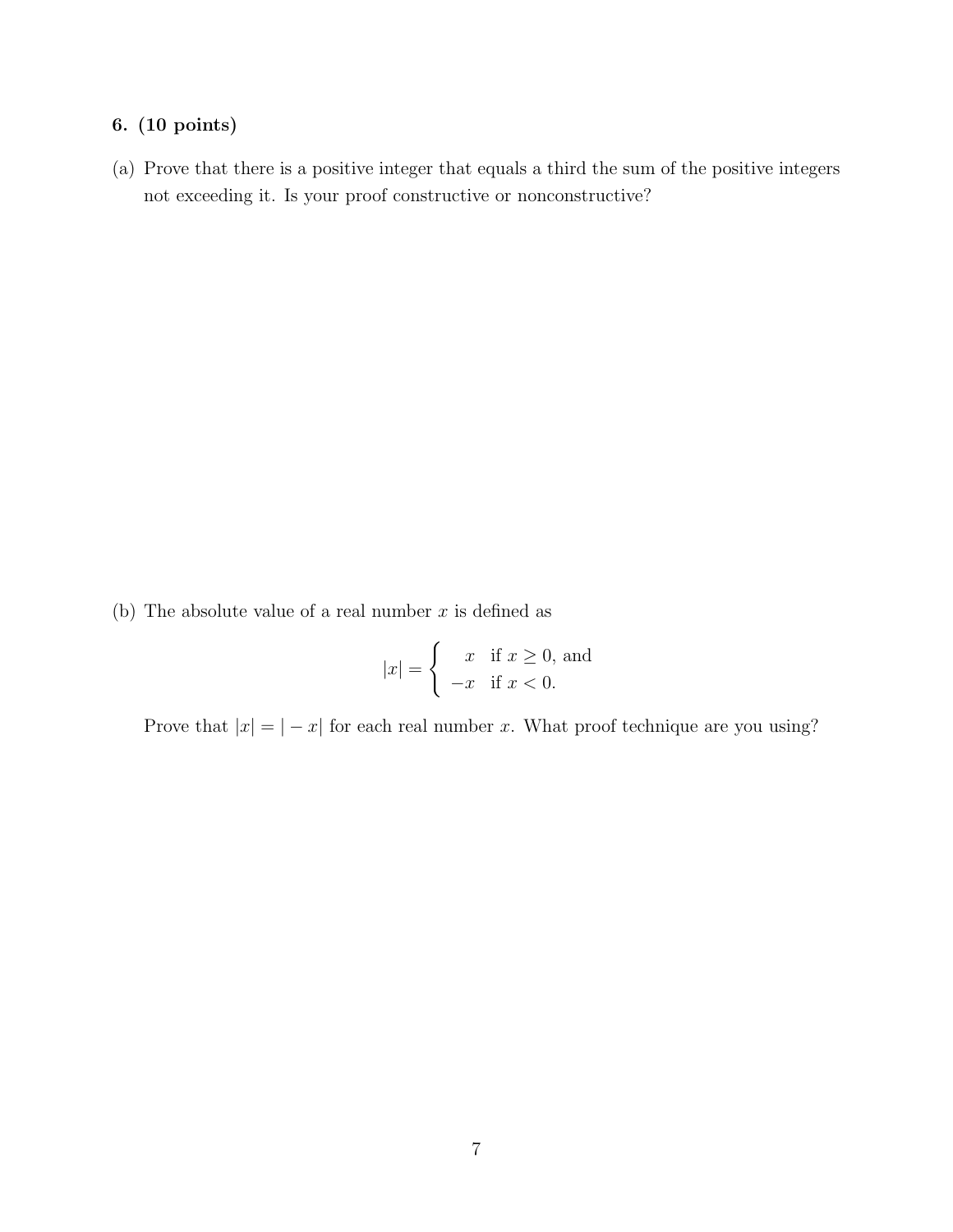**6. (10 points)**

(a) Prove that there is a positive integer that equals a third the sum of the positive integers not exceeding it. Is your proof constructive or nonconstructive?

(b) The absolute value of a real number $x$ is defined as

$$|x| = \begin{cases} x & \text{if } x \geq 0, \text{ and} \\ -x & \text{if } x < 0. \end{cases}$$

Prove that $|x| = |-x|$ for each real number $x$. What proof technique are you using?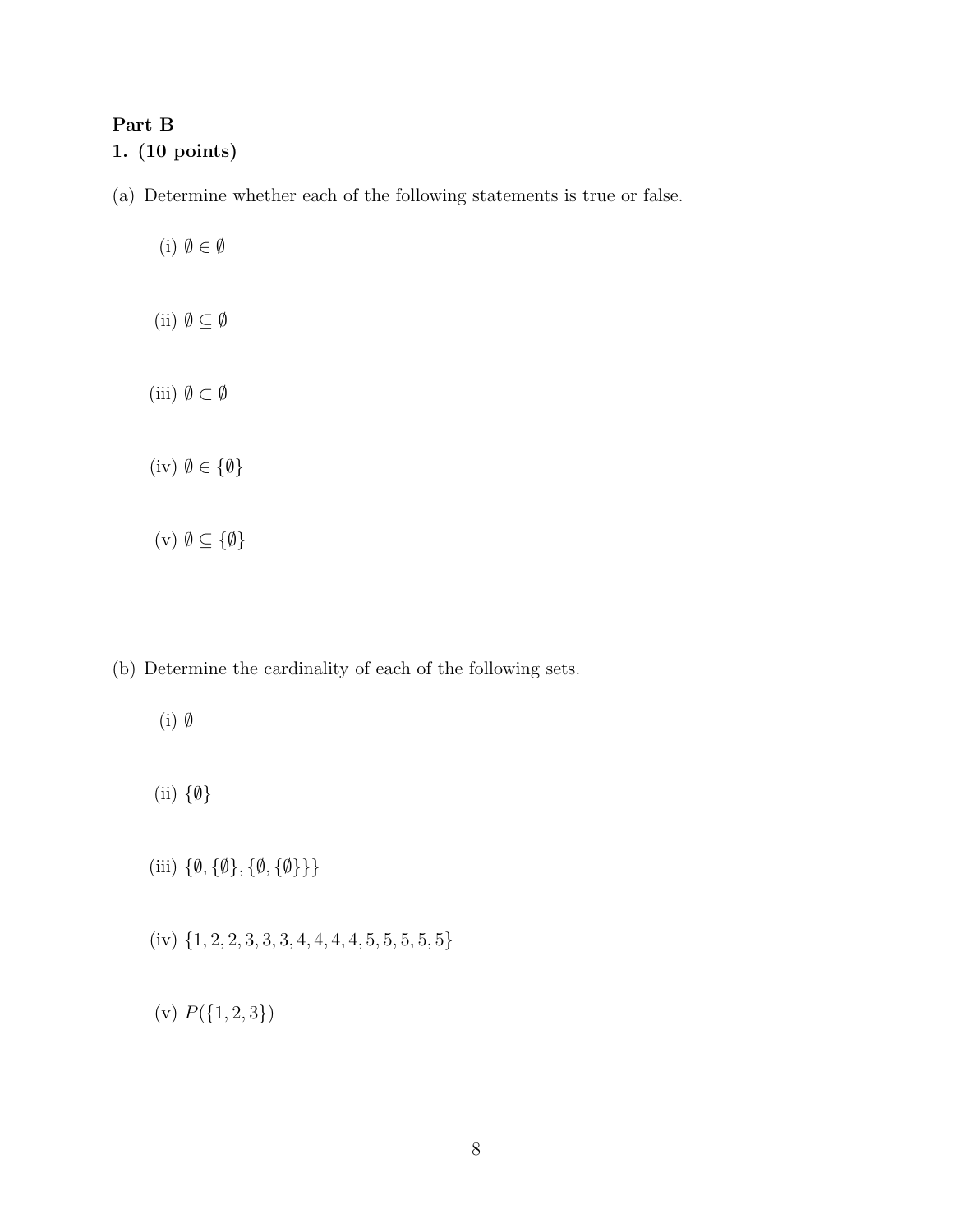**Part B**

**1. (10 points)**

(a) Determine whether each of the following statements is true or false.

(i) $\emptyset \in \emptyset$

(ii) $\emptyset \subseteq \emptyset$

(iii) $\emptyset \subset \emptyset$

(iv) $\emptyset \in \{\emptyset\}$

(v) $\emptyset \subseteq \{\emptyset\}$

(b) Determine the cardinality of each of the following sets.

(i) $\emptyset$

(ii) $\{\emptyset\}$

(iii) $\{\emptyset, \{\emptyset\}, \{\emptyset, \{\emptyset\}\}\}$

(iv) $\{1, 2, 2, 3, 3, 3, 4, 4, 4, 4, 5, 5, 5, 5, 5\}$

(v) $P(\{1, 2, 3\})$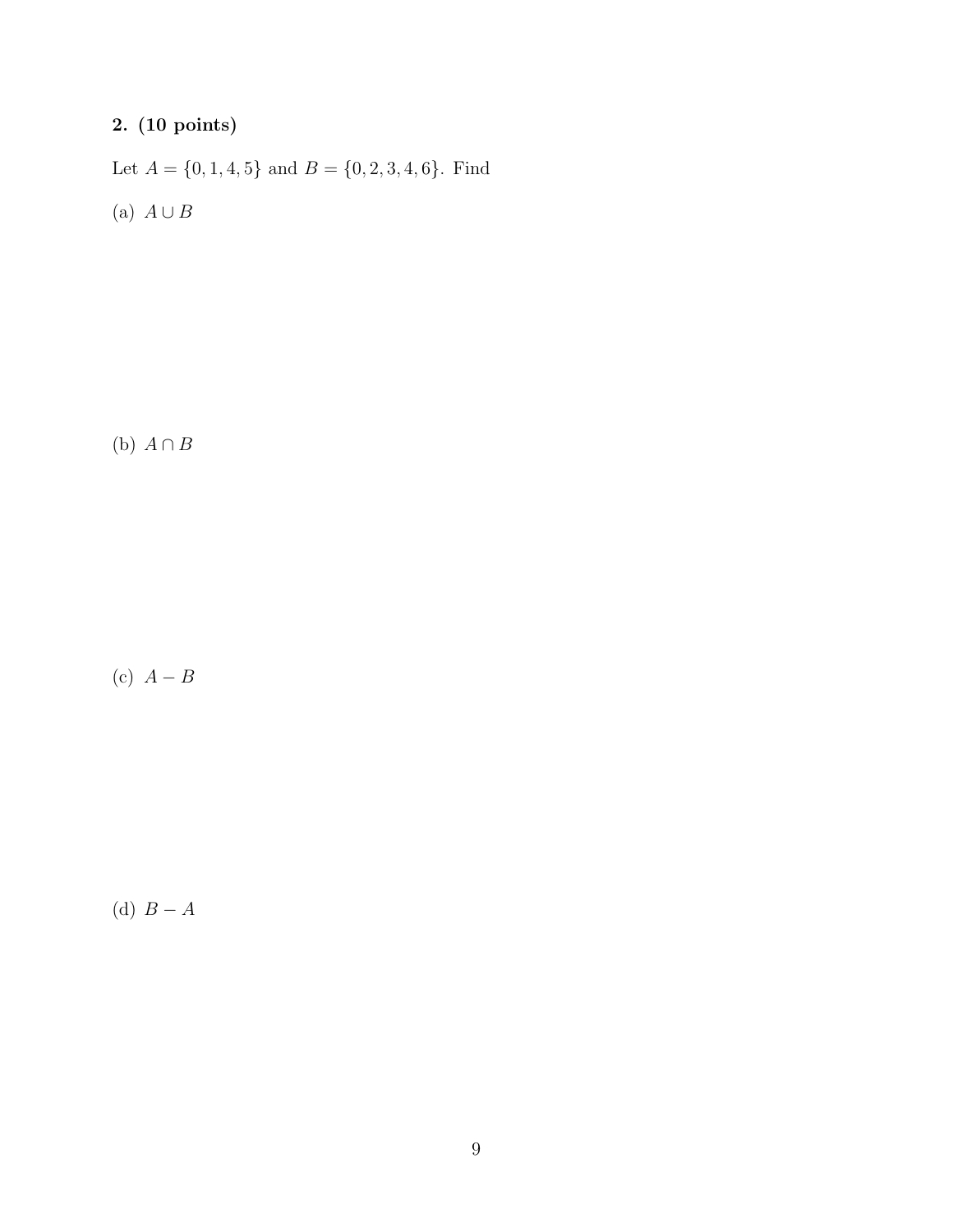**2. (10 points)**

Let $A = \{0, 1, 4, 5\}$ and $B = \{0, 2, 3, 4, 6\}$. Find

(a) $A \cup B$

(b) $A \cap B$

(c) $A - B$

(d) $B - A$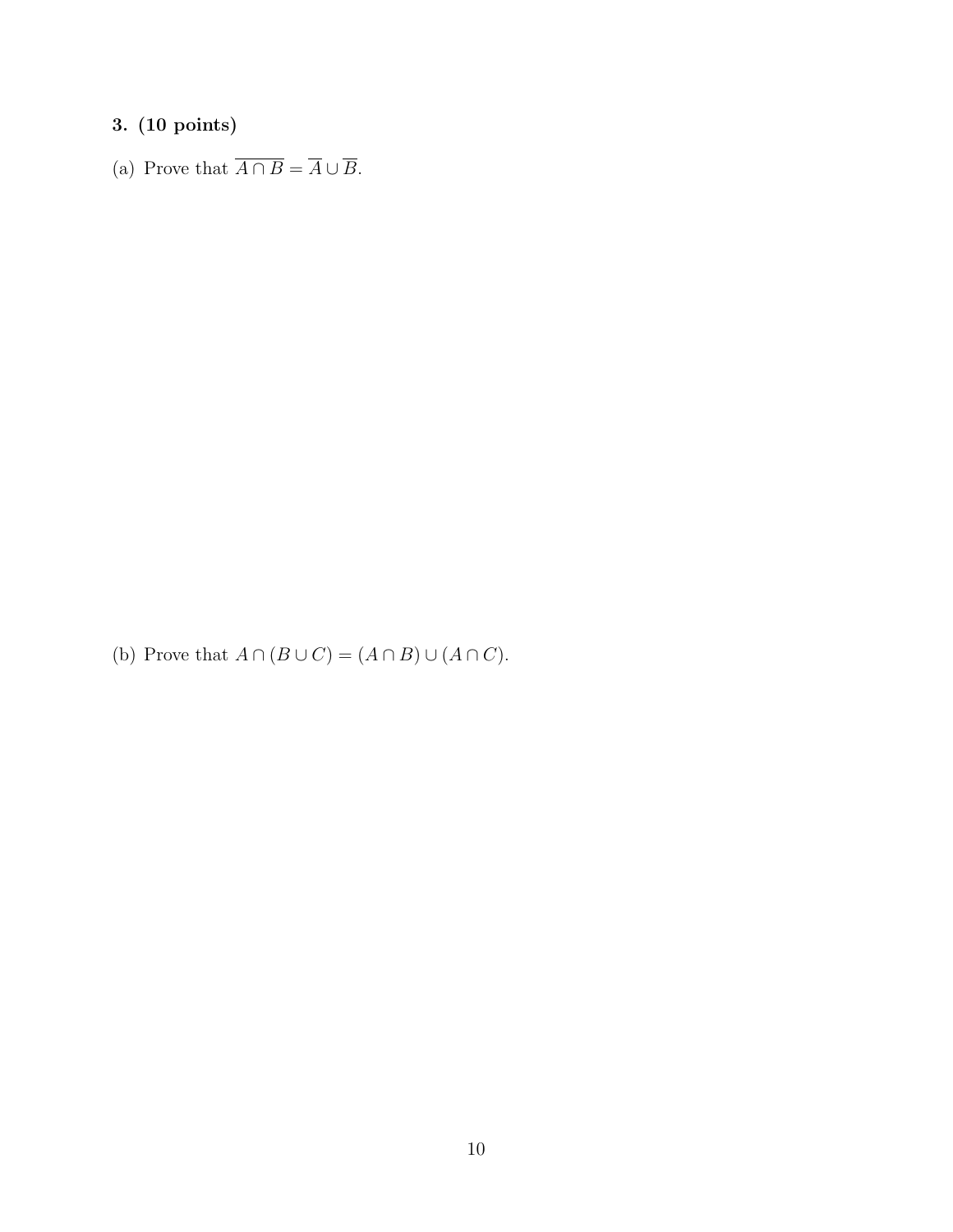**3. (10 points)**

(a) Prove that $\overline{A \cap B} = \overline{A} \cup \overline{B}$.

(b) Prove that $A \cap (B \cup C) = (A \cap B) \cup (A \cap C)$.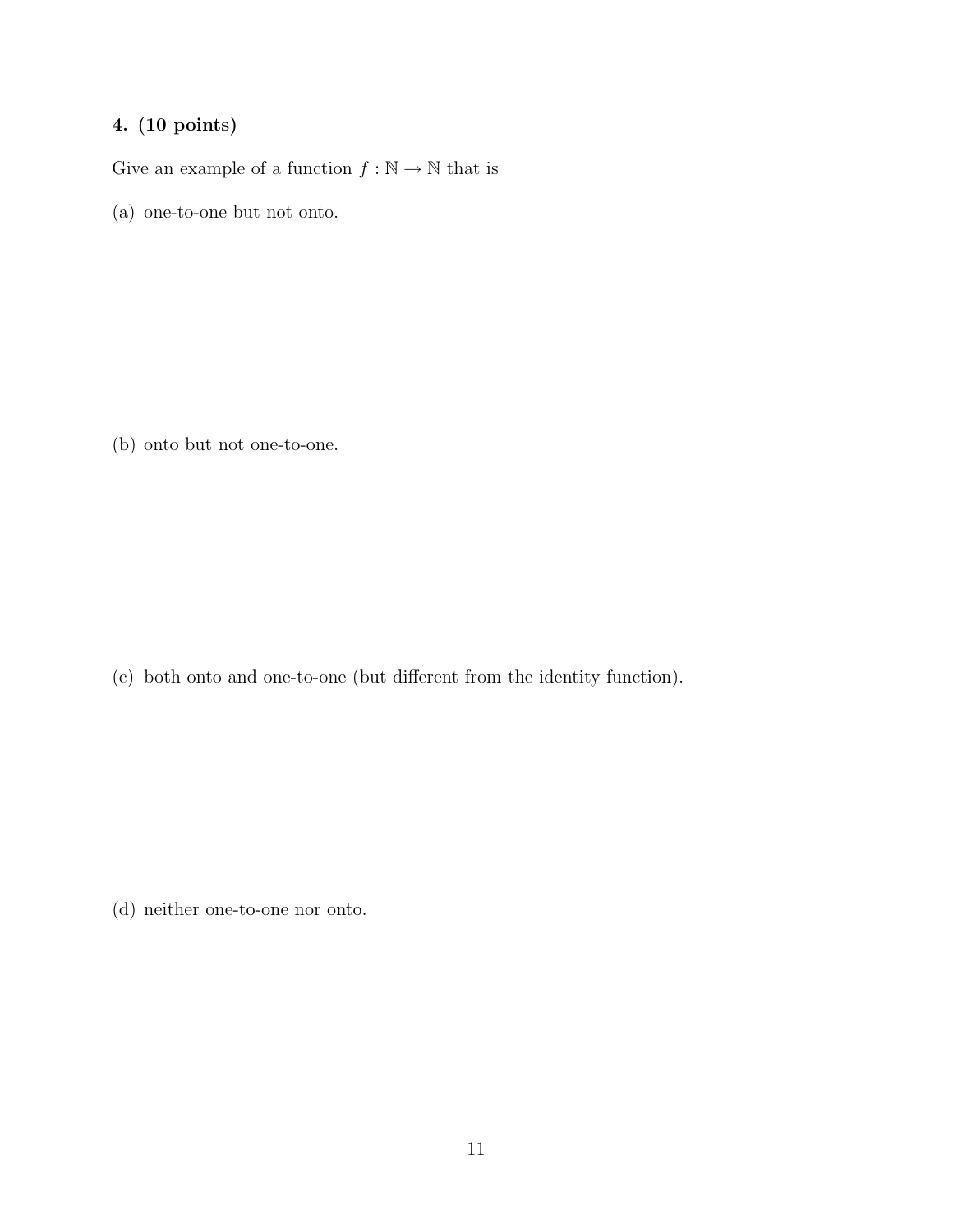**4. (10 points)**

Give an example of a function $f : \mathbb{N} \to \mathbb{N}$ that is

(a) one-to-one but not onto.

(b) onto but not one-to-one.

(c) both onto and one-to-one (but different from the identity function).

(d) neither one-to-one nor onto.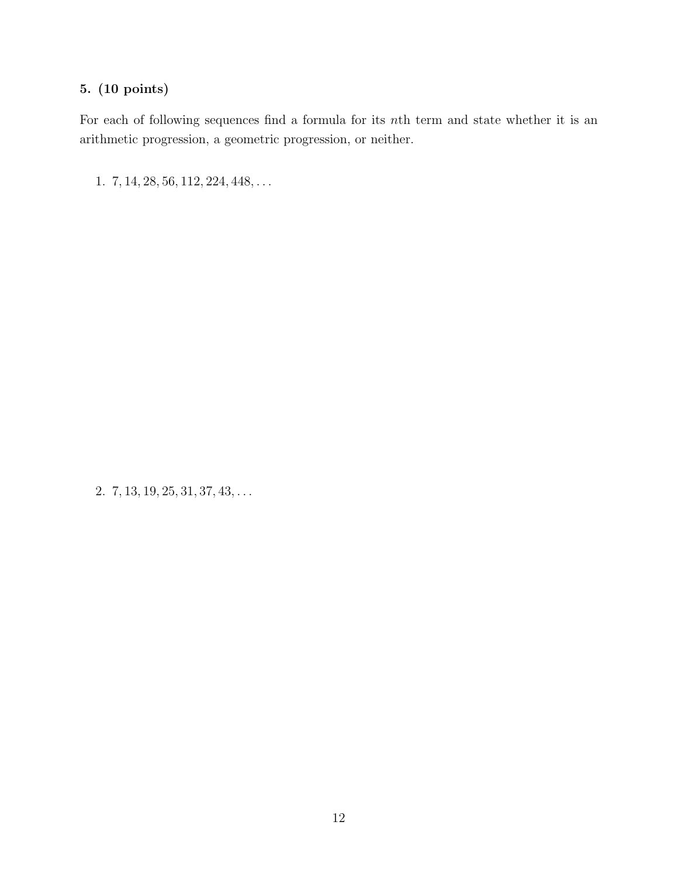**5. (10 points)**

For each of following sequences find a formula for its $n$th term and state whether it is an arithmetic progression, a geometric progression, or neither.

1. $7, 14, 28, 56, 112, 224, 448, \ldots$

2. $7, 13, 19, 25, 31, 37, 43, \ldots$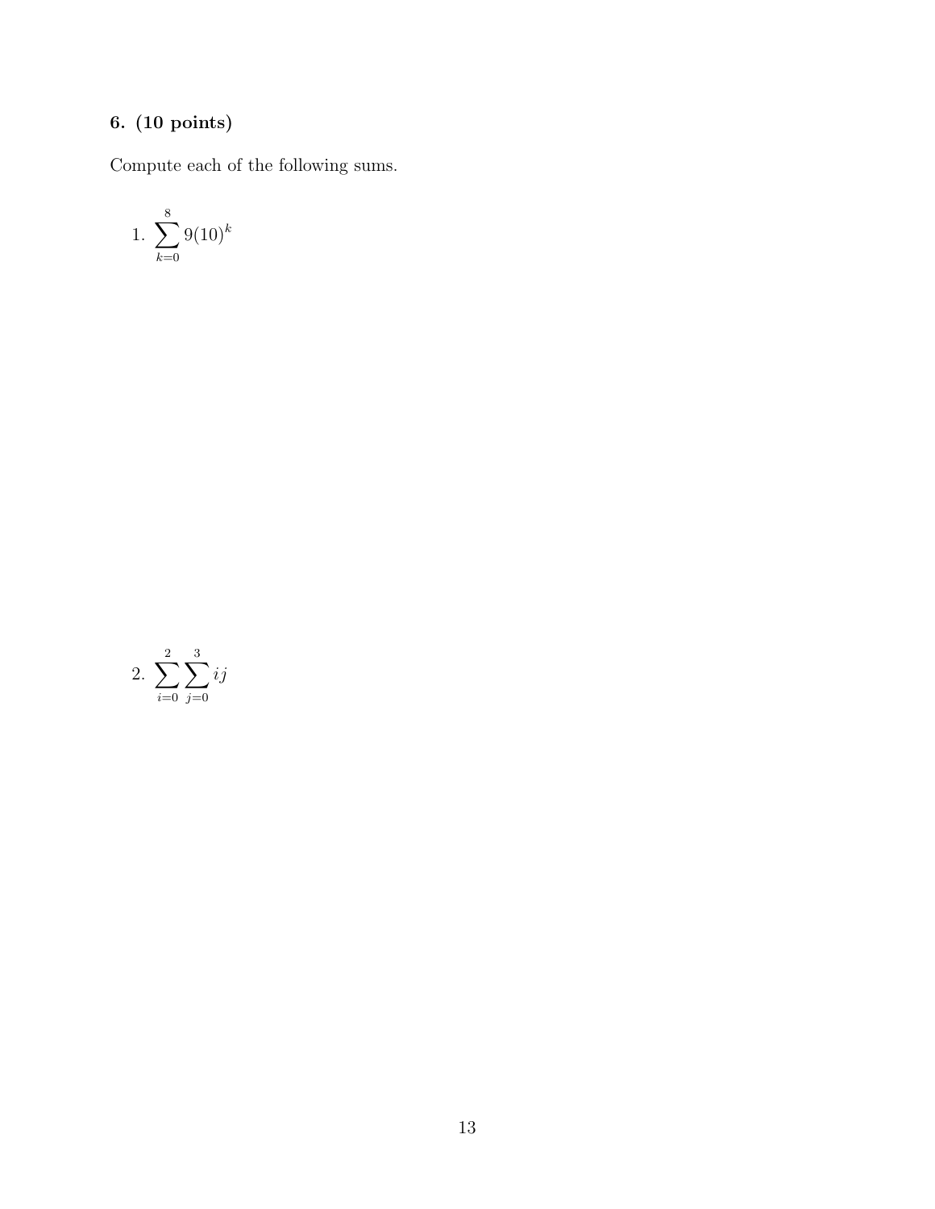**6. (10 points)**

Compute each of the following sums.

1. $\displaystyle\sum_{k=0}^{8} 9(10)^k$

2. $\displaystyle\sum_{i=0}^{2} \sum_{j=0}^{3} ij$